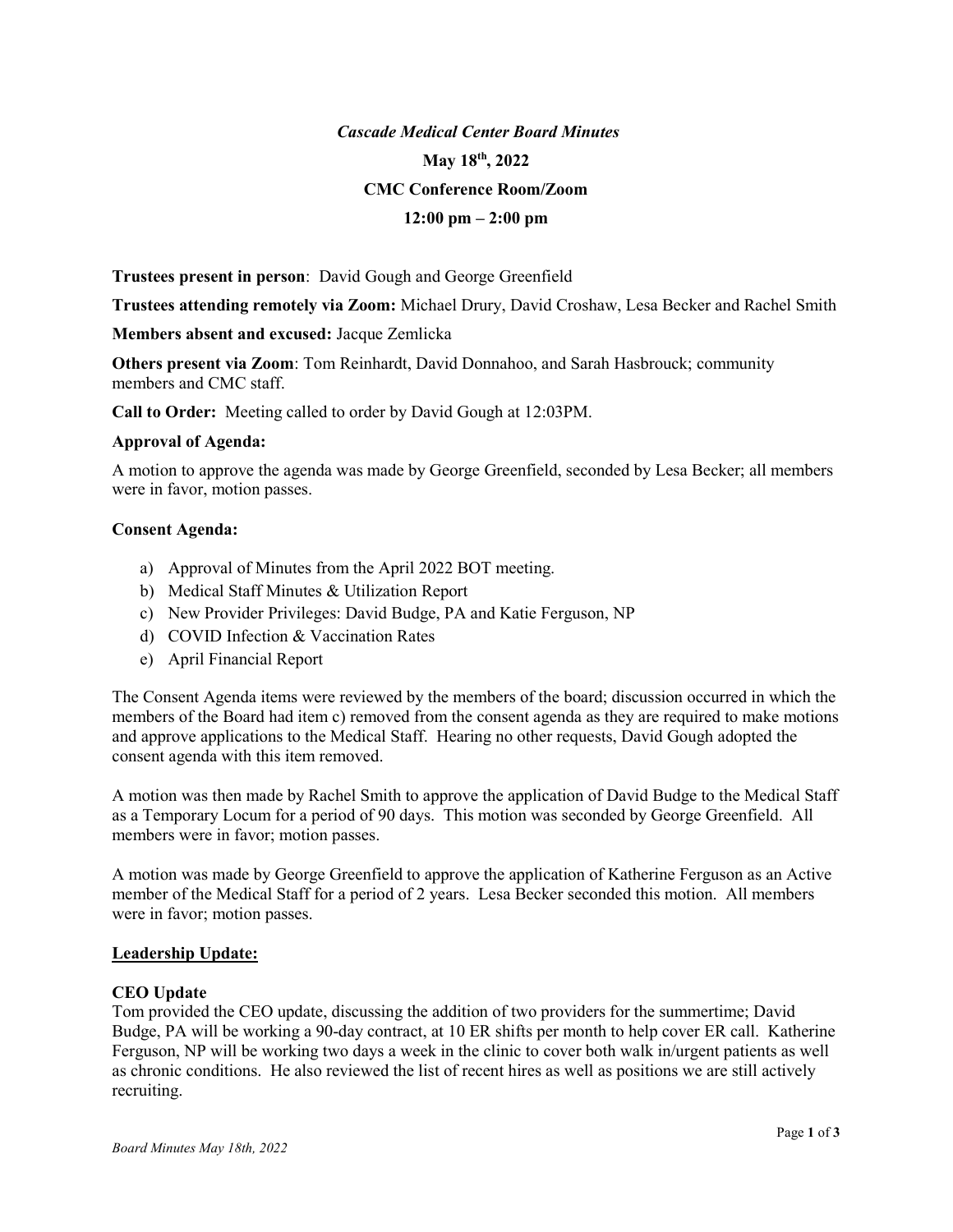# *Cascade Medical Center Board Minutes*

## May 18th, 2022

## CMC Conference Room/Zoom

## 12:00 pm – 2:00 pm

**Trustees present in person**: David Gough and George Greenfield

**Trustees attending remotely via Zoom:** Michael Drury, David Croshaw, Lesa Becker and Rachel Smith

**Members absent and excused:** Jacque Zemlicka

**Others present via Zoom**: Tom Reinhardt, David Donnahoo, and Sarah Hasbrouck; community members and CMC staff.

**Call to Order:** Meeting called to order by David Gough at 12:03PM.

**Approval of Agenda:**

A motion to approve the agenda was made by George Greenfield, seconded by Lesa Becker; all members were in favor, motion passes.

**Consent Agenda:**

a) Approval of Minutes from the April 2022 BOT meeting.
b) Medical Staff Minutes & Utilization Report
c) New Provider Privileges: David Budge, PA and Katie Ferguson, NP
d) COVID Infection & Vaccination Rates
e) April Financial Report

The Consent Agenda items were reviewed by the members of the board; discussion occurred in which the members of the Board had item c) removed from the consent agenda as they are required to make motions and approve applications to the Medical Staff. Hearing no other requests, David Gough adopted the consent agenda with this item removed.

A motion was then made by Rachel Smith to approve the application of David Budge to the Medical Staff as a Temporary Locum for a period of 90 days. This motion was seconded by George Greenfield. All members were in favor; motion passes.

A motion was made by George Greenfield to approve the application of Katherine Ferguson as an Active member of the Medical Staff for a period of 2 years. Lesa Becker seconded this motion. All members were in favor; motion passes.

## Leadership Update:

### CEO Update

Tom provided the CEO update, discussing the addition of two providers for the summertime; David Budge, PA will be working a 90-day contract, at 10 ER shifts per month to help cover ER call. Katherine Ferguson, NP will be working two days a week in the clinic to cover both walk in/urgent patients as well as chronic conditions. He also reviewed the list of recent hires as well as positions we are still actively recruiting.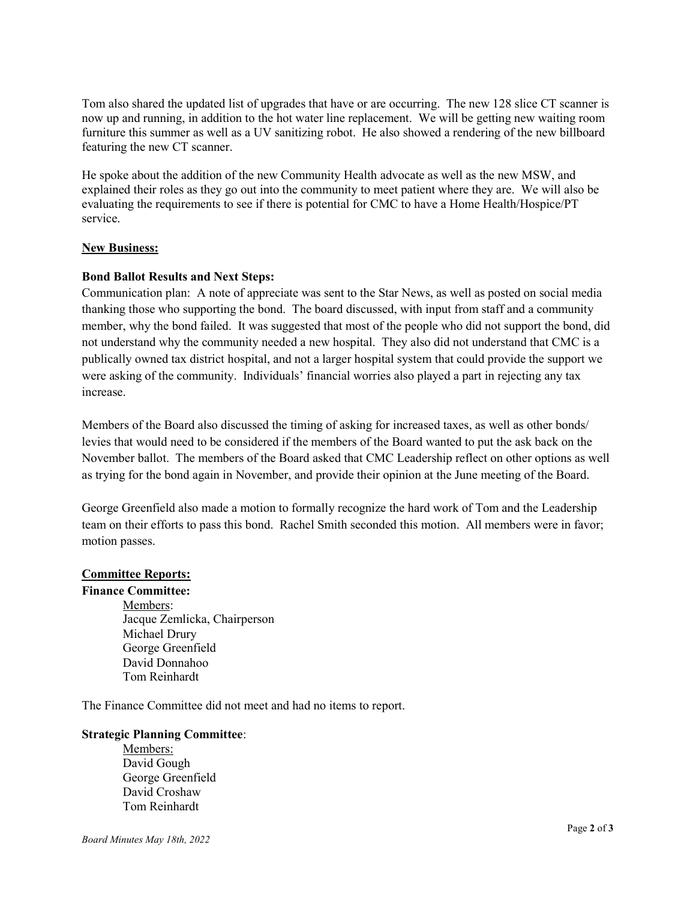Tom also shared the updated list of upgrades that have or are occurring. The new 128 slice CT scanner is now up and running, in addition to the hot water line replacement. We will be getting new waiting room furniture this summer as well as a UV sanitizing robot. He also showed a rendering of the new billboard featuring the new CT scanner.

He spoke about the addition of the new Community Health advocate as well as the new MSW, and explained their roles as they go out into the community to meet patient where they are. We will also be evaluating the requirements to see if there is potential for CMC to have a Home Health/Hospice/PT service.

**New Business:**

**Bond Ballot Results and Next Steps:**
Communication plan: A note of appreciate was sent to the Star News, as well as posted on social media thanking those who supporting the bond. The board discussed, with input from staff and a community member, why the bond failed. It was suggested that most of the people who did not support the bond, did not understand why the community needed a new hospital. They also did not understand that CMC is a publically owned tax district hospital, and not a larger hospital system that could provide the support we were asking of the community. Individuals' financial worries also played a part in rejecting any tax increase.

Members of the Board also discussed the timing of asking for increased taxes, as well as other bonds/ levies that would need to be considered if the members of the Board wanted to put the ask back on the November ballot. The members of the Board asked that CMC Leadership reflect on other options as well as trying for the bond again in November, and provide their opinion at the June meeting of the Board.

George Greenfield also made a motion to formally recognize the hard work of Tom and the Leadership team on their efforts to pass this bond. Rachel Smith seconded this motion. All members were in favor; motion passes.

**Committee Reports:**

**Finance Committee:**

Members:
Jacque Zemlicka, Chairperson
Michael Drury
George Greenfield
David Donnahoo
Tom Reinhardt

The Finance Committee did not meet and had no items to report.

**Strategic Planning Committee**:

Members:
David Gough
George Greenfield
David Croshaw
Tom Reinhardt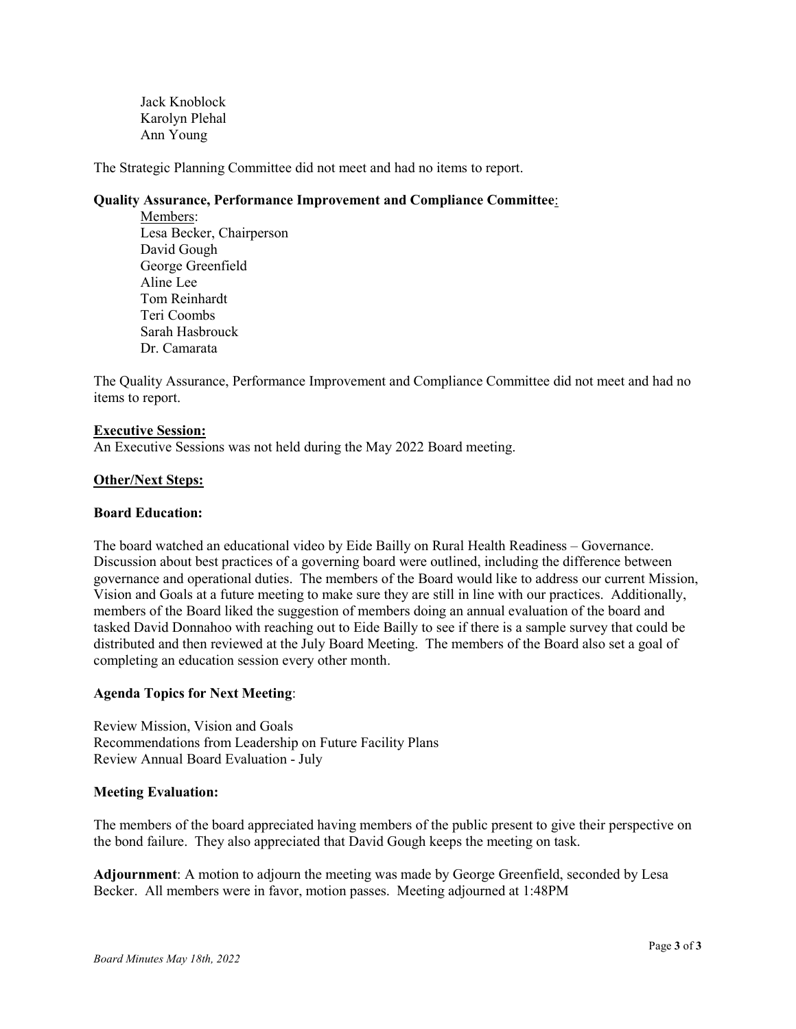Jack Knoblock
Karolyn Plehal
Ann Young

The Strategic Planning Committee did not meet and had no items to report.

**Quality Assurance, Performance Improvement and Compliance Committee**:

Members:
Lesa Becker, Chairperson
David Gough
George Greenfield
Aline Lee
Tom Reinhardt
Teri Coombs
Sarah Hasbrouck
Dr. Camarata

The Quality Assurance, Performance Improvement and Compliance Committee did not meet and had no items to report.

**Executive Session:**

An Executive Sessions was not held during the May 2022 Board meeting.

**Other/Next Steps:**

**Board Education:**

The board watched an educational video by Eide Bailly on Rural Health Readiness – Governance. Discussion about best practices of a governing board were outlined, including the difference between governance and operational duties. The members of the Board would like to address our current Mission, Vision and Goals at a future meeting to make sure they are still in line with our practices. Additionally, members of the Board liked the suggestion of members doing an annual evaluation of the board and tasked David Donnahoo with reaching out to Eide Bailly to see if there is a sample survey that could be distributed and then reviewed at the July Board Meeting. The members of the Board also set a goal of completing an education session every other month.

**Agenda Topics for Next Meeting**:

Review Mission, Vision and Goals
Recommendations from Leadership on Future Facility Plans
Review Annual Board Evaluation - July

**Meeting Evaluation:**

The members of the board appreciated having members of the public present to give their perspective on the bond failure. They also appreciated that David Gough keeps the meeting on task.

**Adjournment**: A motion to adjourn the meeting was made by George Greenfield, seconded by Lesa Becker. All members were in favor, motion passes. Meeting adjourned at 1:48PM